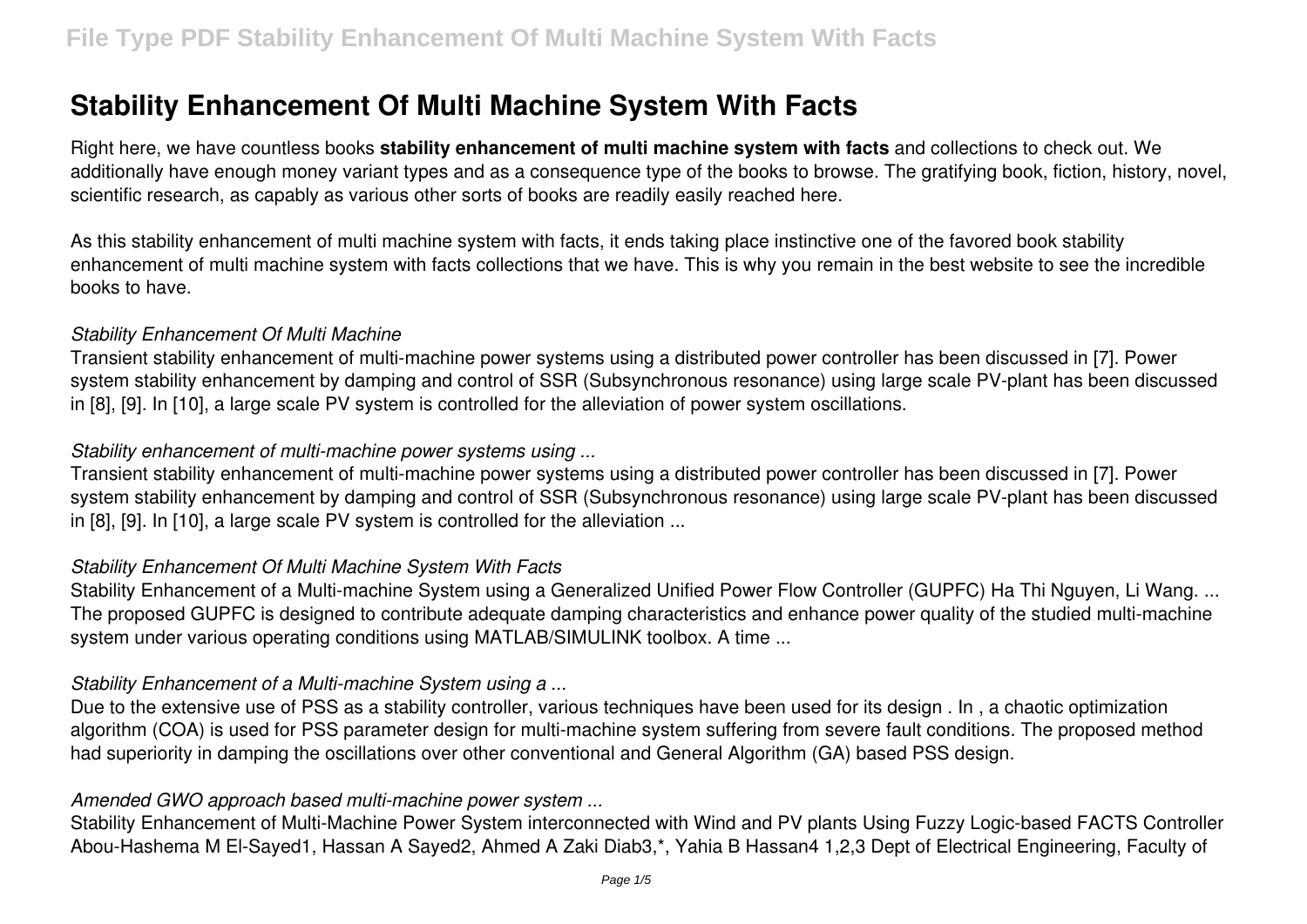# Stability Enhancement Of Multi Machine System With Facts

Right here, we have countless books **stability enhancement of multi machine system with facts** and collections to check out. We additionally have enough money variant types and as a consequence type of the books to browse. The gratifying book, fiction, history, novel, scientific research, as capably as various other sorts of books are readily easily reached here.

As this stability enhancement of multi machine system with facts, it ends taking place instinctive one of the favored book stability enhancement of multi machine system with facts collections that we have. This is why you remain in the best website to see the incredible books to have.

### *Stability Enhancement Of Multi Machine*

Transient stability enhancement of multi-machine power systems using a distributed power controller has been discussed in [7]. Power system stability enhancement by damping and control of SSR (Subsynchronous resonance) using large scale PV-plant has been discussed in [8], [9]. In [10], a large scale PV system is controlled for the alleviation of power system oscillations.

### *Stability enhancement of multi-machine power systems using ...*

Transient stability enhancement of multi-machine power systems using a distributed power controller has been discussed in [7]. Power system stability enhancement by damping and control of SSR (Subsynchronous resonance) using large scale PV-plant has been discussed in [8], [9]. In [10], a large scale PV system is controlled for the alleviation ...

### *Stability Enhancement Of Multi Machine System With Facts*

Stability Enhancement of a Multi-machine System using a Generalized Unified Power Flow Controller (GUPFC) Ha Thi Nguyen, Li Wang. ... The proposed GUPFC is designed to contribute adequate damping characteristics and enhance power quality of the studied multi-machine system under various operating conditions using MATLAB/SIMULINK toolbox. A time ...

### *Stability Enhancement of a Multi-machine System using a ...*

Due to the extensive use of PSS as a stability controller, various techniques have been used for its design . In , a chaotic optimization algorithm (COA) is used for PSS parameter design for multi-machine system suffering from severe fault conditions. The proposed method had superiority in damping the oscillations over other conventional and General Algorithm (GA) based PSS design.

### *Amended GWO approach based multi-machine power system ...*

Stability Enhancement of Multi-Machine Power System interconnected with Wind and PV plants Using Fuzzy Logic-based FACTS Controller Abou-Hashema M El-Sayed1, Hassan A Sayed2, Ahmed A Zaki Diab3,*, Yahia B Hassan4 1,2,3 Dept of Electrical Engineering, Faculty of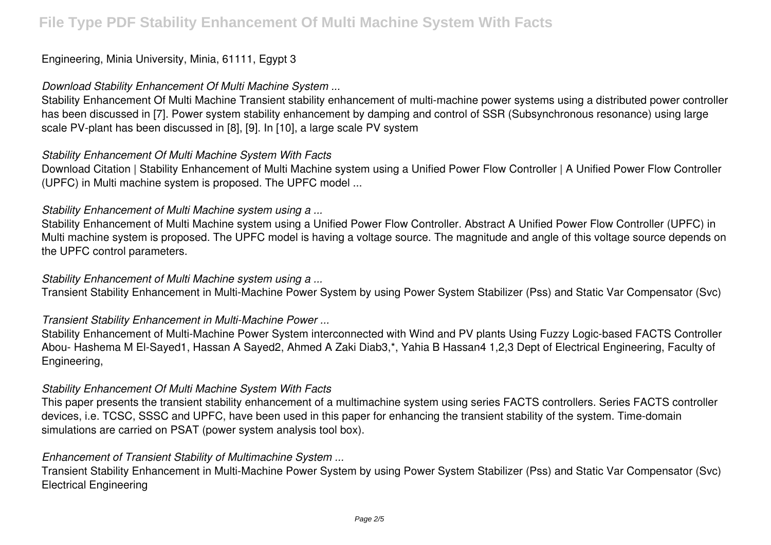Engineering, Minia University, Minia, 61111, Egypt 3

### *Download Stability Enhancement Of Multi Machine System ...*

Stability Enhancement Of Multi Machine Transient stability enhancement of multi-machine power systems using a distributed power controller has been discussed in [7]. Power system stability enhancement by damping and control of SSR (Subsynchronous resonance) using large scale PV-plant has been discussed in [8], [9]. In [10], a large scale PV system

### *Stability Enhancement Of Multi Machine System With Facts*

Download Citation | Stability Enhancement of Multi Machine system using a Unified Power Flow Controller | A Unified Power Flow Controller (UPFC) in Multi machine system is proposed. The UPFC model ...

### *Stability Enhancement of Multi Machine system using a ...*

Stability Enhancement of Multi Machine system using a Unified Power Flow Controller. Abstract A Unified Power Flow Controller (UPFC) in Multi machine system is proposed. The UPFC model is having a voltage source. The magnitude and angle of this voltage source depends on the UPFC control parameters.

### *Stability Enhancement of Multi Machine system using a ...*

Transient Stability Enhancement in Multi-Machine Power System by using Power System Stabilizer (Pss) and Static Var Compensator (Svc)

### *Transient Stability Enhancement in Multi-Machine Power ...*

Stability Enhancement of Multi-Machine Power System interconnected with Wind and PV plants Using Fuzzy Logic-based FACTS Controller Abou- Hashema M El-Sayed1, Hassan A Sayed2, Ahmed A Zaki Diab3,*, Yahia B Hassan4 1,2,3 Dept of Electrical Engineering, Faculty of Engineering,

### *Stability Enhancement Of Multi Machine System With Facts*

This paper presents the transient stability enhancement of a multimachine system using series FACTS controllers. Series FACTS controller devices, i.e. TCSC, SSSC and UPFC, have been used in this paper for enhancing the transient stability of the system. Time-domain simulations are carried on PSAT (power system analysis tool box).

### *Enhancement of Transient Stability of Multimachine System ...*

Transient Stability Enhancement in Multi-Machine Power System by using Power System Stabilizer (Pss) and Static Var Compensator (Svc) Electrical Engineering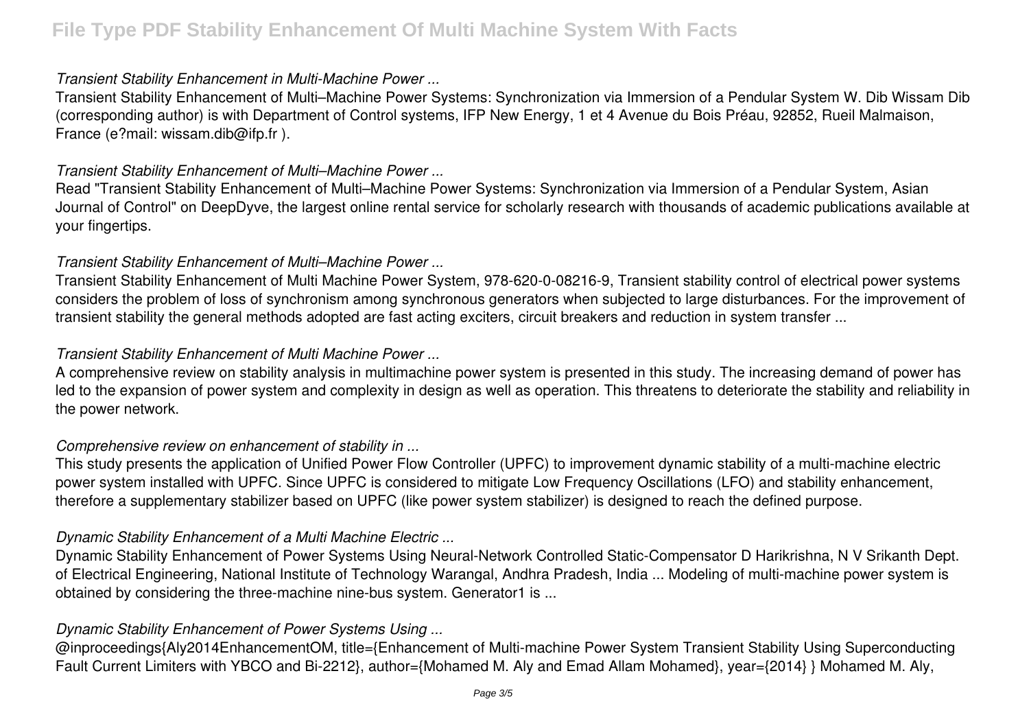### *Transient Stability Enhancement in Multi-Machine Power ...*

Transient Stability Enhancement of Multi–Machine Power Systems: Synchronization via Immersion of a Pendular System W. Dib Wissam Dib (corresponding author) is with Department of Control systems, IFP New Energy, 1 et 4 Avenue du Bois Préau, 92852, Rueil Malmaison, France (e?mail: wissam.dib@ifp.fr ).

### *Transient Stability Enhancement of Multi–Machine Power ...*

Read "Transient Stability Enhancement of Multi–Machine Power Systems: Synchronization via Immersion of a Pendular System, Asian Journal of Control" on DeepDyve, the largest online rental service for scholarly research with thousands of academic publications available at your fingertips.

### *Transient Stability Enhancement of Multi–Machine Power ...*

Transient Stability Enhancement of Multi Machine Power System, 978-620-0-08216-9, Transient stability control of electrical power systems considers the problem of loss of synchronism among synchronous generators when subjected to large disturbances. For the improvement of transient stability the general methods adopted are fast acting exciters, circuit breakers and reduction in system transfer ...

### *Transient Stability Enhancement of Multi Machine Power ...*

A comprehensive review on stability analysis in multimachine power system is presented in this study. The increasing demand of power has led to the expansion of power system and complexity in design as well as operation. This threatens to deteriorate the stability and reliability in the power network.

### *Comprehensive review on enhancement of stability in ...*

This study presents the application of Unified Power Flow Controller (UPFC) to improvement dynamic stability of a multi-machine electric power system installed with UPFC. Since UPFC is considered to mitigate Low Frequency Oscillations (LFO) and stability enhancement, therefore a supplementary stabilizer based on UPFC (like power system stabilizer) is designed to reach the defined purpose.

### *Dynamic Stability Enhancement of a Multi Machine Electric ...*

Dynamic Stability Enhancement of Power Systems Using Neural-Network Controlled Static-Compensator D Harikrishna, N V Srikanth Dept. of Electrical Engineering, National Institute of Technology Warangal, Andhra Pradesh, India ... Modeling of multi-machine power system is obtained by considering the three-machine nine-bus system. Generator1 is ...

### *Dynamic Stability Enhancement of Power Systems Using ...*

@inproceedings{Aly2014EnhancementOM, title={Enhancement of Multi-machine Power System Transient Stability Using Superconducting Fault Current Limiters with YBCO and Bi-2212}, author={Mohamed M. Aly and Emad Allam Mohamed}, year={2014} } Mohamed M. Aly,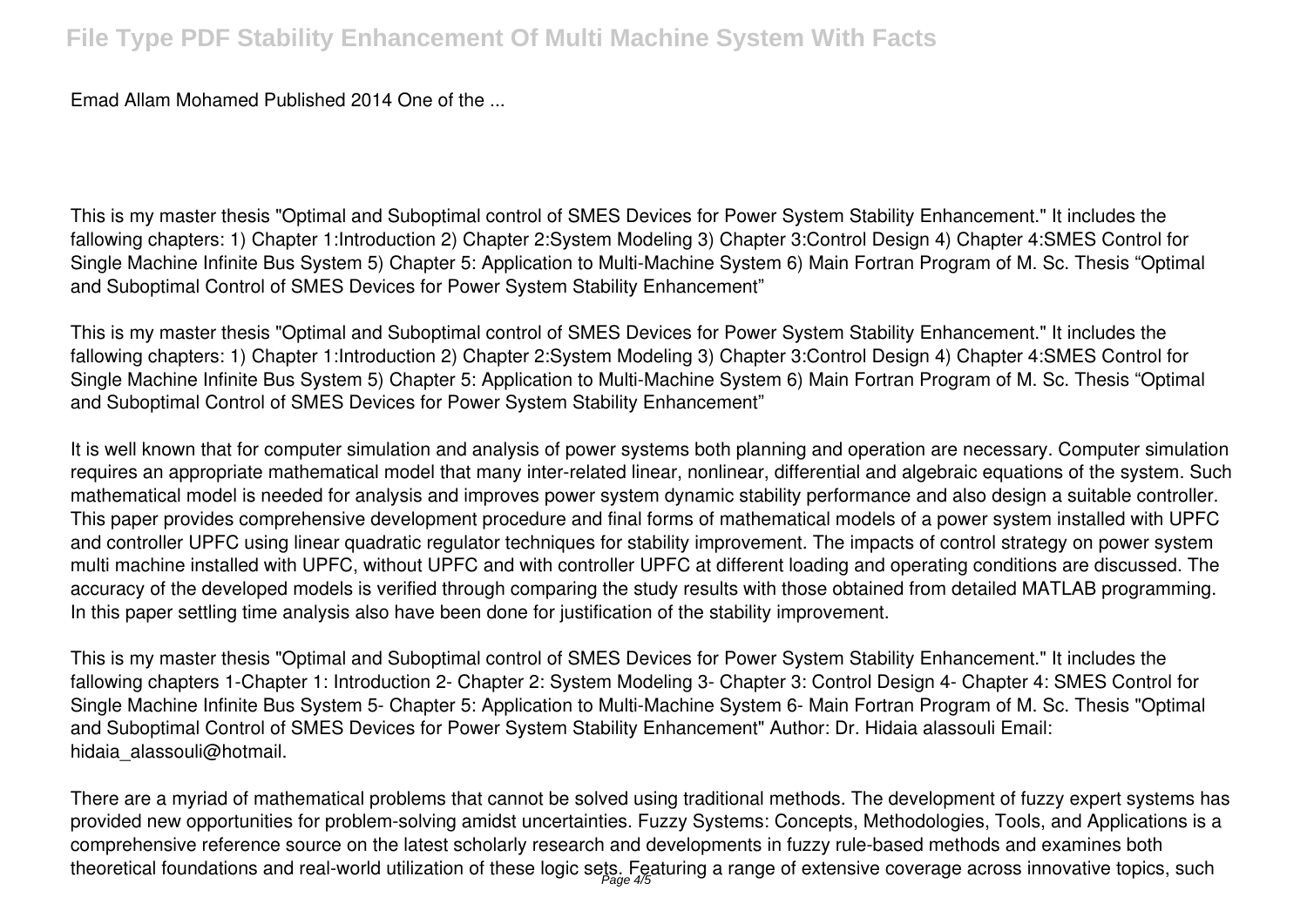Emad Allam Mohamed Published 2014 One of the ...

This is my master thesis "Optimal and Suboptimal control of SMES Devices for Power System Stability Enhancement." It includes the fallowing chapters: 1) Chapter 1:Introduction 2) Chapter 2:System Modeling 3) Chapter 3:Control Design 4) Chapter 4:SMES Control for Single Machine Infinite Bus System 5) Chapter 5: Application to Multi-Machine System 6) Main Fortran Program of M. Sc. Thesis "Optimal and Suboptimal Control of SMES Devices for Power System Stability Enhancement"

This is my master thesis "Optimal and Suboptimal control of SMES Devices for Power System Stability Enhancement." It includes the fallowing chapters: 1) Chapter 1:Introduction 2) Chapter 2:System Modeling 3) Chapter 3:Control Design 4) Chapter 4:SMES Control for Single Machine Infinite Bus System 5) Chapter 5: Application to Multi-Machine System 6) Main Fortran Program of M. Sc. Thesis "Optimal and Suboptimal Control of SMES Devices for Power System Stability Enhancement"

It is well known that for computer simulation and analysis of power systems both planning and operation are necessary. Computer simulation requires an appropriate mathematical model that many inter-related linear, nonlinear, differential and algebraic equations of the system. Such mathematical model is needed for analysis and improves power system dynamic stability performance and also design a suitable controller. This paper provides comprehensive development procedure and final forms of mathematical models of a power system installed with UPFC and controller UPFC using linear quadratic regulator techniques for stability improvement. The impacts of control strategy on power system multi machine installed with UPFC, without UPFC and with controller UPFC at different loading and operating conditions are discussed. The accuracy of the developed models is verified through comparing the study results with those obtained from detailed MATLAB programming. In this paper settling time analysis also have been done for justification of the stability improvement.

This is my master thesis "Optimal and Suboptimal control of SMES Devices for Power System Stability Enhancement." It includes the fallowing chapters 1-Chapter 1: Introduction 2- Chapter 2: System Modeling 3- Chapter 3: Control Design 4- Chapter 4: SMES Control for Single Machine Infinite Bus System 5- Chapter 5: Application to Multi-Machine System 6- Main Fortran Program of M. Sc. Thesis "Optimal and Suboptimal Control of SMES Devices for Power System Stability Enhancement" Author: Dr. Hidaia alassouli Email: hidaia_alassouli@hotmail.

There are a myriad of mathematical problems that cannot be solved using traditional methods. The development of fuzzy expert systems has provided new opportunities for problem-solving amidst uncertainties. Fuzzy Systems: Concepts, Methodologies, Tools, and Applications is a comprehensive reference source on the latest scholarly research and developments in fuzzy rule-based methods and examines both theoretical foundations and real-world utilization of these logic sets. Featuring a range of extensive coverage across innovative topics, such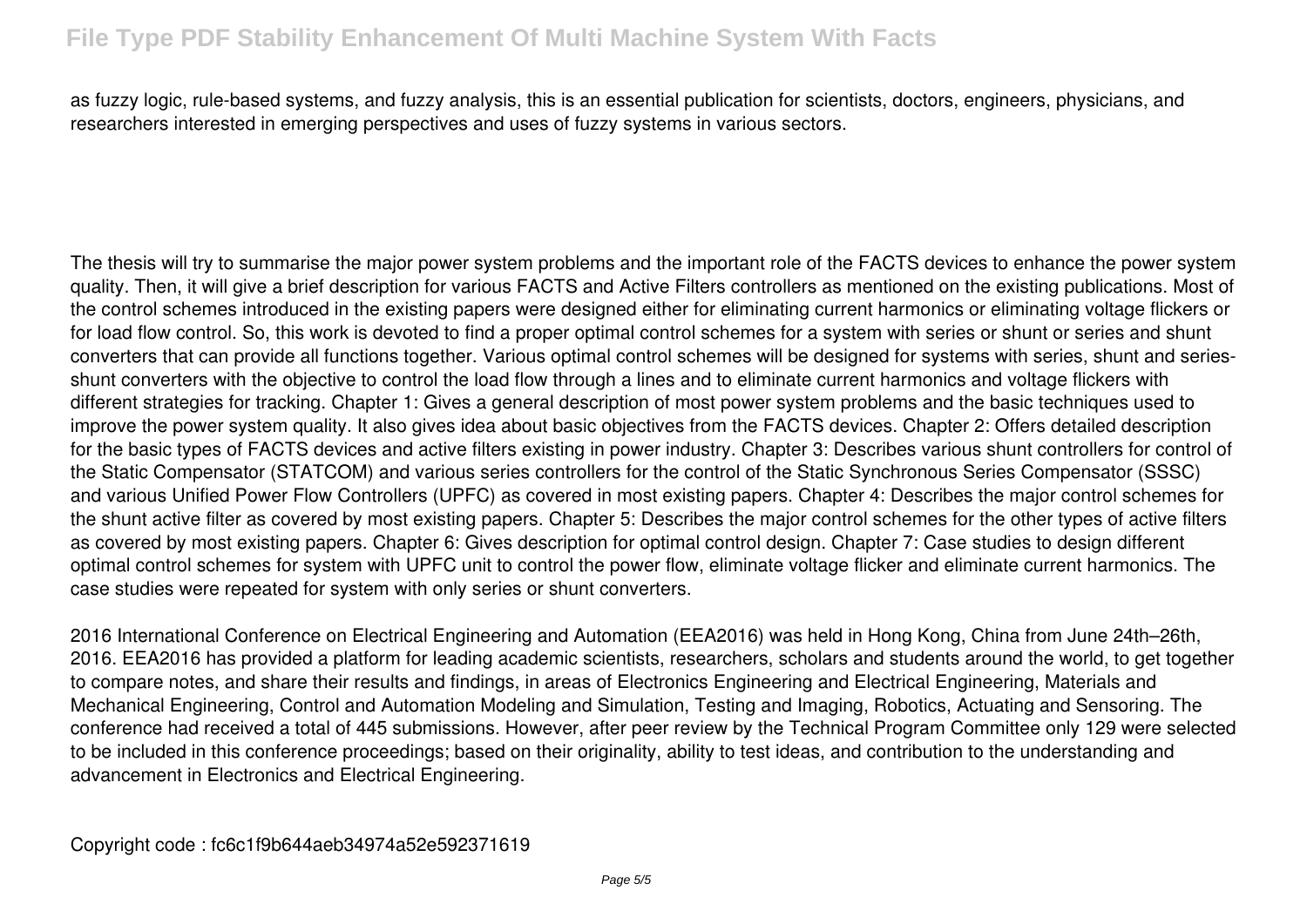as fuzzy logic, rule-based systems, and fuzzy analysis, this is an essential publication for scientists, doctors, engineers, physicians, and researchers interested in emerging perspectives and uses of fuzzy systems in various sectors.

The thesis will try to summarise the major power system problems and the important role of the FACTS devices to enhance the power system quality. Then, it will give a brief description for various FACTS and Active Filters controllers as mentioned on the existing publications. Most of the control schemes introduced in the existing papers were designed either for eliminating current harmonics or eliminating voltage flickers or for load flow control. So, this work is devoted to find a proper optimal control schemes for a system with series or shunt or series and shunt converters that can provide all functions together. Various optimal control schemes will be designed for systems with series, shunt and series-shunt converters with the objective to control the load flow through a lines and to eliminate current harmonics and voltage flickers with different strategies for tracking. Chapter 1: Gives a general description of most power system problems and the basic techniques used to improve the power system quality. It also gives idea about basic objectives from the FACTS devices. Chapter 2: Offers detailed description for the basic types of FACTS devices and active filters existing in power industry. Chapter 3: Describes various shunt controllers for control of the Static Compensator (STATCOM) and various series controllers for the control of the Static Synchronous Series Compensator (SSSC) and various Unified Power Flow Controllers (UPFC) as covered in most existing papers. Chapter 4: Describes the major control schemes for the shunt active filter as covered by most existing papers. Chapter 5: Describes the major control schemes for the other types of active filters as covered by most existing papers. Chapter 6: Gives description for optimal control design. Chapter 7: Case studies to design different optimal control schemes for system with UPFC unit to control the power flow, eliminate voltage flicker and eliminate current harmonics. The case studies were repeated for system with only series or shunt converters.

2016 International Conference on Electrical Engineering and Automation (EEA2016) was held in Hong Kong, China from June 24th–26th, 2016. EEA2016 has provided a platform for leading academic scientists, researchers, scholars and students around the world, to get together to compare notes, and share their results and findings, in areas of Electronics Engineering and Electrical Engineering, Materials and Mechanical Engineering, Control and Automation Modeling and Simulation, Testing and Imaging, Robotics, Actuating and Sensoring. The conference had received a total of 445 submissions. However, after peer review by the Technical Program Committee only 129 were selected to be included in this conference proceedings; based on their originality, ability to test ideas, and contribution to the understanding and advancement in Electronics and Electrical Engineering.

Copyright code : fc6c1f9b644aeb34974a52e592371619